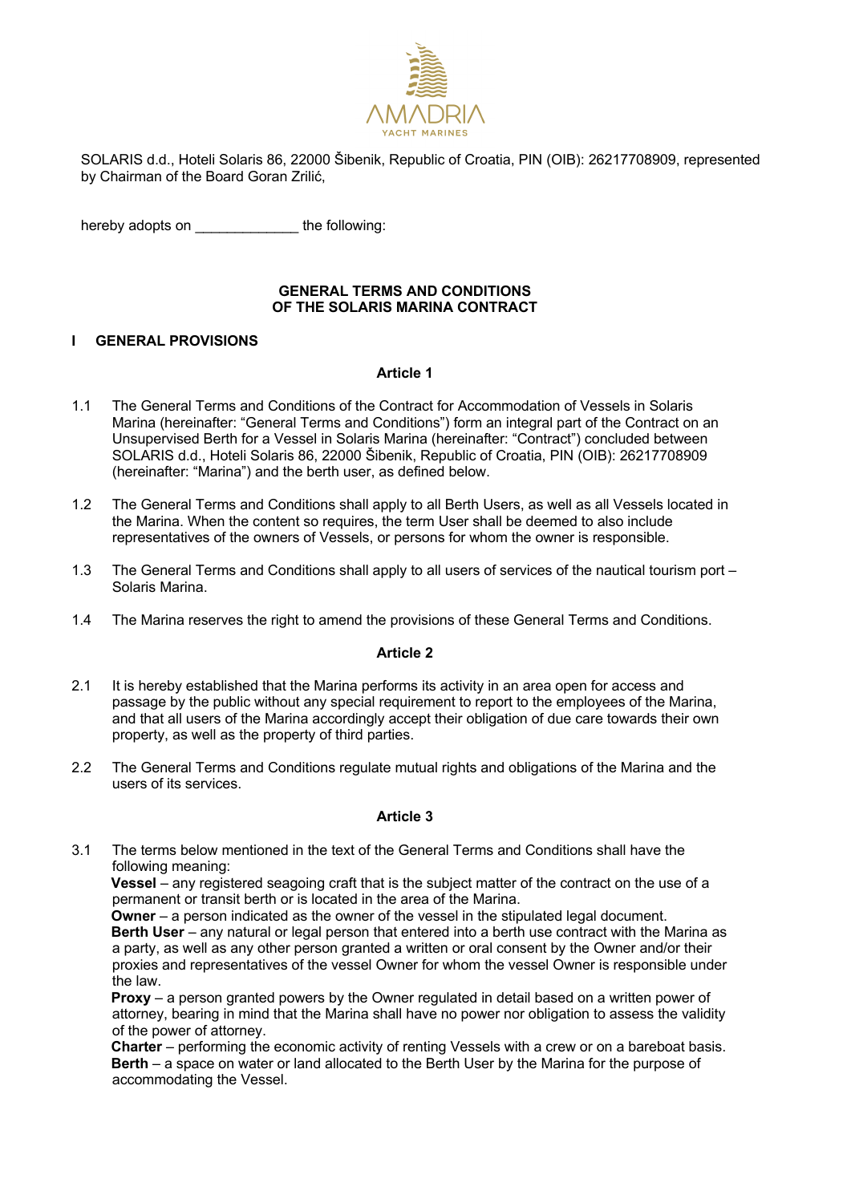AMADRIA
YACHT MARINES

SOLARIS d.d., Hoteli Solaris 86, 22000 Šibenik, Republic of Croatia, PIN (OIB): 26217708909, represented by Chairman of the Board Goran Zrilić,

hereby adopts on _____________ the following:

**GENERAL TERMS AND CONDITIONS**
**OF THE SOLARIS MARINA CONTRACT**

## I GENERAL PROVISIONS

### Article 1

1.1 The General Terms and Conditions of the Contract for Accommodation of Vessels in Solaris Marina (hereinafter: "General Terms and Conditions") form an integral part of the Contract on an Unsupervised Berth for a Vessel in Solaris Marina (hereinafter: "Contract") concluded between SOLARIS d.d., Hoteli Solaris 86, 22000 Šibenik, Republic of Croatia, PIN (OIB): 26217708909 (hereinafter: "Marina") and the berth user, as defined below.

1.2 The General Terms and Conditions shall apply to all Berth Users, as well as all Vessels located in the Marina. When the content so requires, the term User shall be deemed to also include representatives of the owners of Vessels, or persons for whom the owner is responsible.

1.3 The General Terms and Conditions shall apply to all users of services of the nautical tourism port – Solaris Marina.

1.4 The Marina reserves the right to amend the provisions of these General Terms and Conditions.

### Article 2

2.1 It is hereby established that the Marina performs its activity in an area open for access and passage by the public without any special requirement to report to the employees of the Marina, and that all users of the Marina accordingly accept their obligation of due care towards their own property, as well as the property of third parties.

2.2 The General Terms and Conditions regulate mutual rights and obligations of the Marina and the users of its services.

### Article 3

3.1 The terms below mentioned in the text of the General Terms and Conditions shall have the following meaning:
**Vessel** – any registered seagoing craft that is the subject matter of the contract on the use of a permanent or transit berth or is located in the area of the Marina.
**Owner** – a person indicated as the owner of the vessel in the stipulated legal document.
**Berth User** – any natural or legal person that entered into a berth use contract with the Marina as a party, as well as any other person granted a written or oral consent by the Owner and/or their proxies and representatives of the vessel Owner for whom the vessel Owner is responsible under the law.
**Proxy** – a person granted powers by the Owner regulated in detail based on a written power of attorney, bearing in mind that the Marina shall have no power nor obligation to assess the validity of the power of attorney.
**Charter** – performing the economic activity of renting Vessels with a crew or on a bareboat basis.
**Berth** – a space on water or land allocated to the Berth User by the Marina for the purpose of accommodating the Vessel.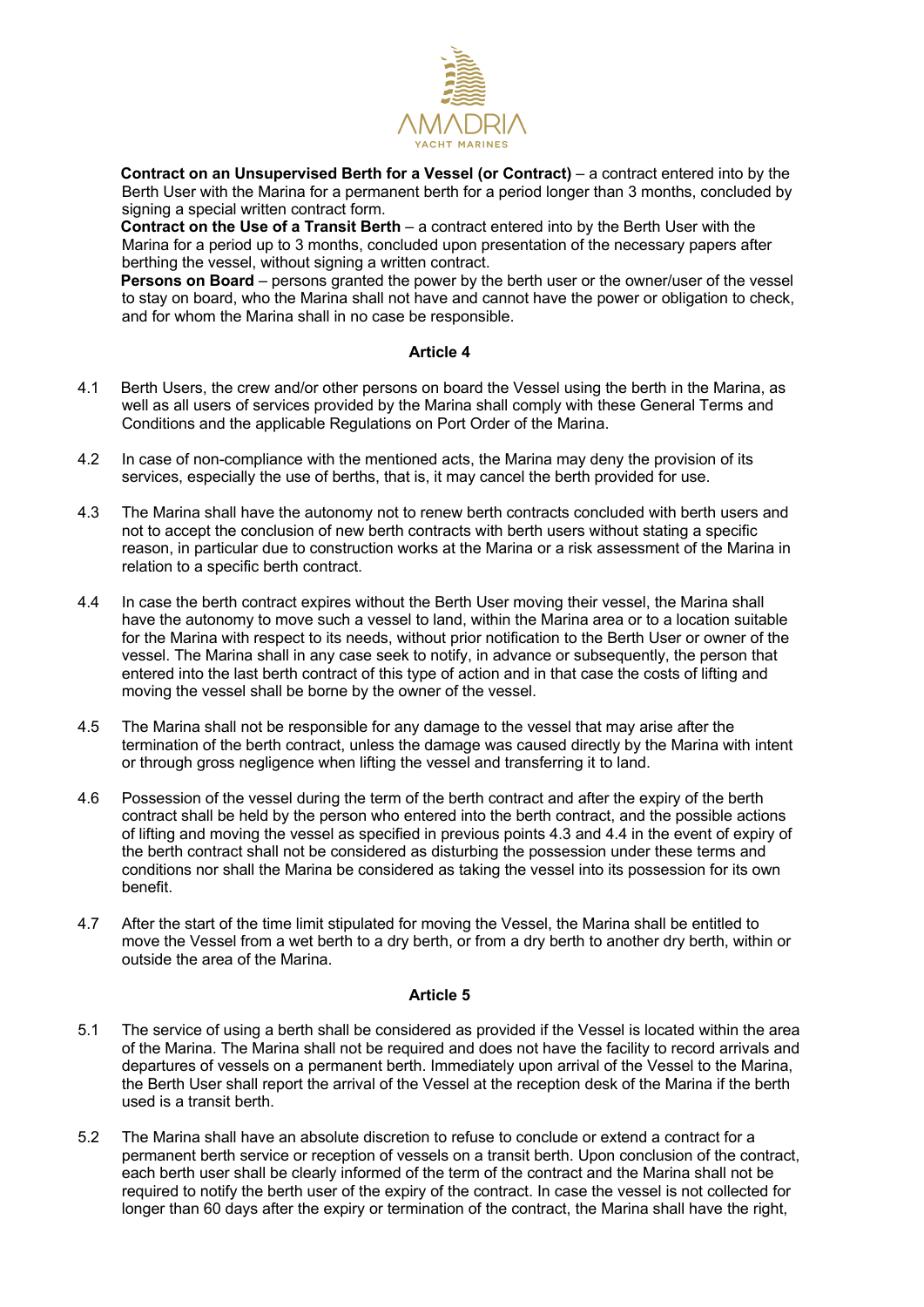**Contract on an Unsupervised Berth for a Vessel (or Contract)** – a contract entered into by the Berth User with the Marina for a permanent berth for a period longer than 3 months, concluded by signing a special written contract form.

**Contract on the Use of a Transit Berth** – a contract entered into by the Berth User with the Marina for a period up to 3 months, concluded upon presentation of the necessary papers after berthing the vessel, without signing a written contract.

**Persons on Board** – persons granted the power by the berth user or the owner/user of the vessel to stay on board, who the Marina shall not have and cannot have the power or obligation to check, and for whom the Marina shall in no case be responsible.

## Article 4

4.1 Berth Users, the crew and/or other persons on board the Vessel using the berth in the Marina, as well as all users of services provided by the Marina shall comply with these General Terms and Conditions and the applicable Regulations on Port Order of the Marina.

4.2 In case of non-compliance with the mentioned acts, the Marina may deny the provision of its services, especially the use of berths, that is, it may cancel the berth provided for use.

4.3 The Marina shall have the autonomy not to renew berth contracts concluded with berth users and not to accept the conclusion of new berth contracts with berth users without stating a specific reason, in particular due to construction works at the Marina or a risk assessment of the Marina in relation to a specific berth contract.

4.4 In case the berth contract expires without the Berth User moving their vessel, the Marina shall have the autonomy to move such a vessel to land, within the Marina area or to a location suitable for the Marina with respect to its needs, without prior notification to the Berth User or owner of the vessel. The Marina shall in any case seek to notify, in advance or subsequently, the person that entered into the last berth contract of this type of action and in that case the costs of lifting and moving the vessel shall be borne by the owner of the vessel.

4.5 The Marina shall not be responsible for any damage to the vessel that may arise after the termination of the berth contract, unless the damage was caused directly by the Marina with intent or through gross negligence when lifting the vessel and transferring it to land.

4.6 Possession of the vessel during the term of the berth contract and after the expiry of the berth contract shall be held by the person who entered into the berth contract, and the possible actions of lifting and moving the vessel as specified in previous points 4.3 and 4.4 in the event of expiry of the berth contract shall not be considered as disturbing the possession under these terms and conditions nor shall the Marina be considered as taking the vessel into its possession for its own benefit.

4.7 After the start of the time limit stipulated for moving the Vessel, the Marina shall be entitled to move the Vessel from a wet berth to a dry berth, or from a dry berth to another dry berth, within or outside the area of the Marina.

## Article 5

5.1 The service of using a berth shall be considered as provided if the Vessel is located within the area of the Marina. The Marina shall not be required and does not have the facility to record arrivals and departures of vessels on a permanent berth. Immediately upon arrival of the Vessel to the Marina, the Berth User shall report the arrival of the Vessel at the reception desk of the Marina if the berth used is a transit berth.

5.2 The Marina shall have an absolute discretion to refuse to conclude or extend a contract for a permanent berth service or reception of vessels on a transit berth. Upon conclusion of the contract, each berth user shall be clearly informed of the term of the contract and the Marina shall not be required to notify the berth user of the expiry of the contract. In case the vessel is not collected for longer than 60 days after the expiry or termination of the contract, the Marina shall have the right,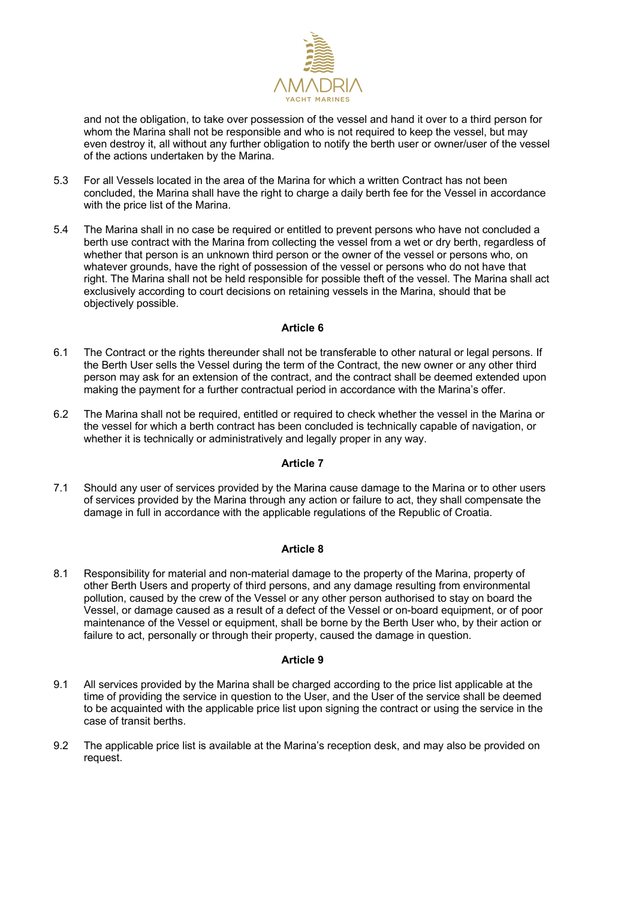and not the obligation, to take over possession of the vessel and hand it over to a third person for whom the Marina shall not be responsible and who is not required to keep the vessel, but may even destroy it, all without any further obligation to notify the berth user or owner/user of the vessel of the actions undertaken by the Marina.

5.3 For all Vessels located in the area of the Marina for which a written Contract has not been concluded, the Marina shall have the right to charge a daily berth fee for the Vessel in accordance with the price list of the Marina.

5.4 The Marina shall in no case be required or entitled to prevent persons who have not concluded a berth use contract with the Marina from collecting the vessel from a wet or dry berth, regardless of whether that person is an unknown third person or the owner of the vessel or persons who, on whatever grounds, have the right of possession of the vessel or persons who do not have that right. The Marina shall not be held responsible for possible theft of the vessel. The Marina shall act exclusively according to court decisions on retaining vessels in the Marina, should that be objectively possible.

**Article 6**

6.1 The Contract or the rights thereunder shall not be transferable to other natural or legal persons. If the Berth User sells the Vessel during the term of the Contract, the new owner or any other third person may ask for an extension of the contract, and the contract shall be deemed extended upon making the payment for a further contractual period in accordance with the Marina's offer.

6.2 The Marina shall not be required, entitled or required to check whether the vessel in the Marina or the vessel for which a berth contract has been concluded is technically capable of navigation, or whether it is technically or administratively and legally proper in any way.

**Article 7**

7.1 Should any user of services provided by the Marina cause damage to the Marina or to other users of services provided by the Marina through any action or failure to act, they shall compensate the damage in full in accordance with the applicable regulations of the Republic of Croatia.

**Article 8**

8.1 Responsibility for material and non-material damage to the property of the Marina, property of other Berth Users and property of third persons, and any damage resulting from environmental pollution, caused by the crew of the Vessel or any other person authorised to stay on board the Vessel, or damage caused as a result of a defect of the Vessel or on-board equipment, or of poor maintenance of the Vessel or equipment, shall be borne by the Berth User who, by their action or failure to act, personally or through their property, caused the damage in question.

**Article 9**

9.1 All services provided by the Marina shall be charged according to the price list applicable at the time of providing the service in question to the User, and the User of the service shall be deemed to be acquainted with the applicable price list upon signing the contract or using the service in the case of transit berths.

9.2 The applicable price list is available at the Marina's reception desk, and may also be provided on request.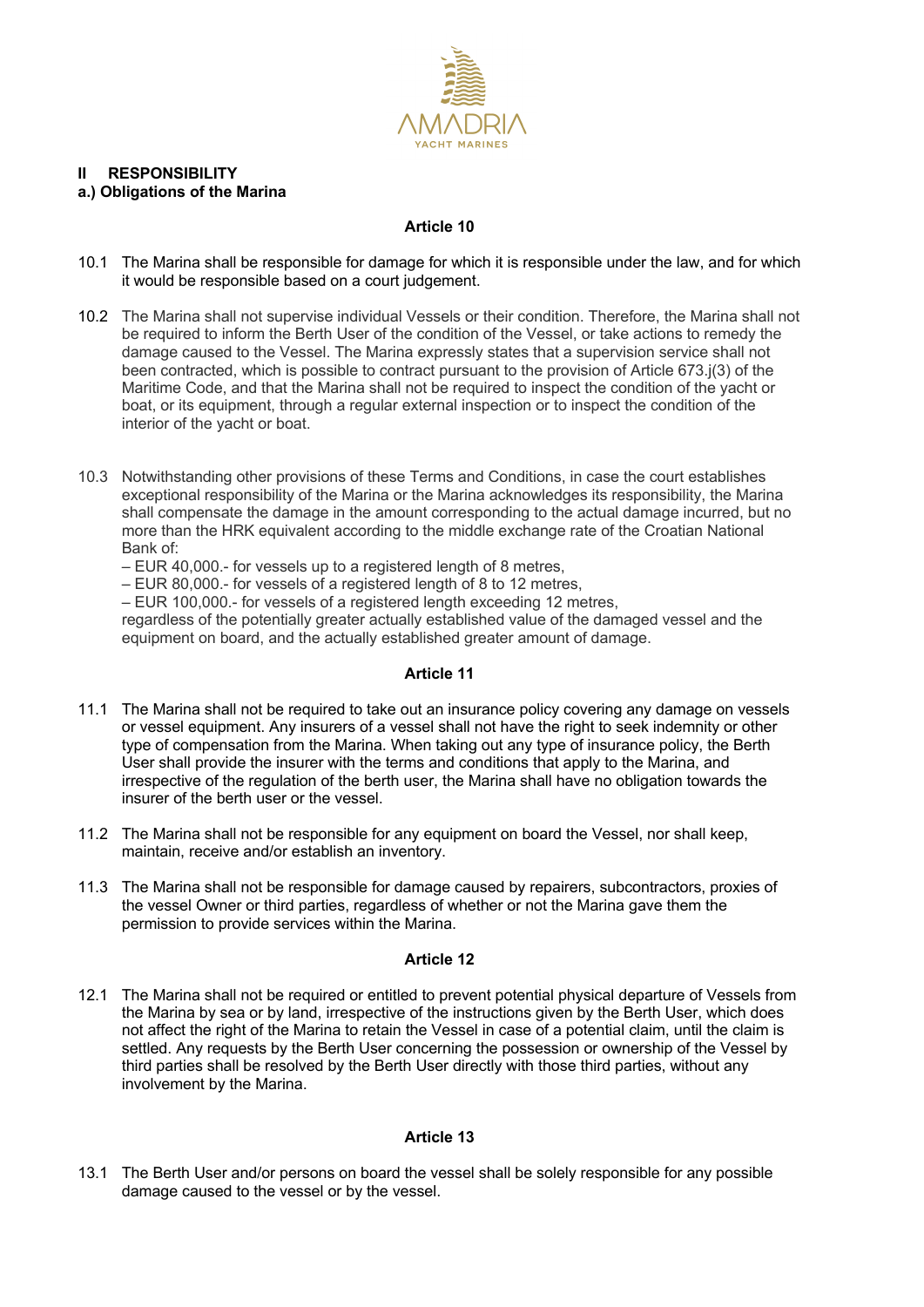## II RESPONSIBILITY

### a.) Obligations of the Marina

#### Article 10

10.1 The Marina shall be responsible for damage for which it is responsible under the law, and for which it would be responsible based on a court judgement.

10.2 The Marina shall not supervise individual Vessels or their condition. Therefore, the Marina shall not be required to inform the Berth User of the condition of the Vessel, or take actions to remedy the damage caused to the Vessel. The Marina expressly states that a supervision service shall not been contracted, which is possible to contract pursuant to the provision of Article 673.j(3) of the Maritime Code, and that the Marina shall not be required to inspect the condition of the yacht or boat, or its equipment, through a regular external inspection or to inspect the condition of the interior of the yacht or boat.

10.3 Notwithstanding other provisions of these Terms and Conditions, in case the court establishes exceptional responsibility of the Marina or the Marina acknowledges its responsibility, the Marina shall compensate the damage in the amount corresponding to the actual damage incurred, but no more than the HRK equivalent according to the middle exchange rate of the Croatian National Bank of:

– EUR 40,000.- for vessels up to a registered length of 8 metres,
– EUR 80,000.- for vessels of a registered length of 8 to 12 metres,
– EUR 100,000.- for vessels of a registered length exceeding 12 metres,

regardless of the potentially greater actually established value of the damaged vessel and the equipment on board, and the actually established greater amount of damage.

#### Article 11

11.1 The Marina shall not be required to take out an insurance policy covering any damage on vessels or vessel equipment. Any insurers of a vessel shall not have the right to seek indemnity or other type of compensation from the Marina. When taking out any type of insurance policy, the Berth User shall provide the insurer with the terms and conditions that apply to the Marina, and irrespective of the regulation of the berth user, the Marina shall have no obligation towards the insurer of the berth user or the vessel.

11.2 The Marina shall not be responsible for any equipment on board the Vessel, nor shall keep, maintain, receive and/or establish an inventory.

11.3 The Marina shall not be responsible for damage caused by repairers, subcontractors, proxies of the vessel Owner or third parties, regardless of whether or not the Marina gave them the permission to provide services within the Marina.

#### Article 12

12.1 The Marina shall not be required or entitled to prevent potential physical departure of Vessels from the Marina by sea or by land, irrespective of the instructions given by the Berth User, which does not affect the right of the Marina to retain the Vessel in case of a potential claim, until the claim is settled. Any requests by the Berth User concerning the possession or ownership of the Vessel by third parties shall be resolved by the Berth User directly with those third parties, without any involvement by the Marina.

#### Article 13

13.1 The Berth User and/or persons on board the vessel shall be solely responsible for any possible damage caused to the vessel or by the vessel.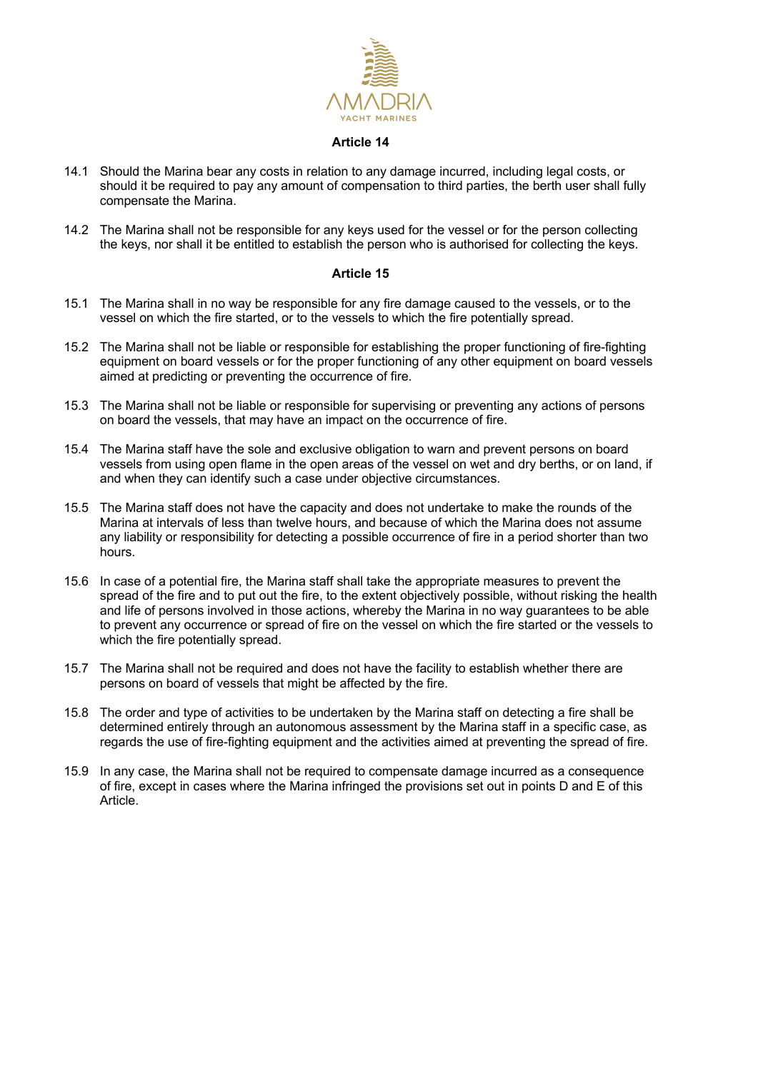## Article 14

14.1 Should the Marina bear any costs in relation to any damage incurred, including legal costs, or should it be required to pay any amount of compensation to third parties, the berth user shall fully compensate the Marina.

14.2 The Marina shall not be responsible for any keys used for the vessel or for the person collecting the keys, nor shall it be entitled to establish the person who is authorised for collecting the keys.

## Article 15

15.1 The Marina shall in no way be responsible for any fire damage caused to the vessels, or to the vessel on which the fire started, or to the vessels to which the fire potentially spread.

15.2 The Marina shall not be liable or responsible for establishing the proper functioning of fire-fighting equipment on board vessels or for the proper functioning of any other equipment on board vessels aimed at predicting or preventing the occurrence of fire.

15.3 The Marina shall not be liable or responsible for supervising or preventing any actions of persons on board the vessels, that may have an impact on the occurrence of fire.

15.4 The Marina staff have the sole and exclusive obligation to warn and prevent persons on board vessels from using open flame in the open areas of the vessel on wet and dry berths, or on land, if and when they can identify such a case under objective circumstances.

15.5 The Marina staff does not have the capacity and does not undertake to make the rounds of the Marina at intervals of less than twelve hours, and because of which the Marina does not assume any liability or responsibility for detecting a possible occurrence of fire in a period shorter than two hours.

15.6 In case of a potential fire, the Marina staff shall take the appropriate measures to prevent the spread of the fire and to put out the fire, to the extent objectively possible, without risking the health and life of persons involved in those actions, whereby the Marina in no way guarantees to be able to prevent any occurrence or spread of fire on the vessel on which the fire started or the vessels to which the fire potentially spread.

15.7 The Marina shall not be required and does not have the facility to establish whether there are persons on board of vessels that might be affected by the fire.

15.8 The order and type of activities to be undertaken by the Marina staff on detecting a fire shall be determined entirely through an autonomous assessment by the Marina staff in a specific case, as regards the use of fire-fighting equipment and the activities aimed at preventing the spread of fire.

15.9 In any case, the Marina shall not be required to compensate damage incurred as a consequence of fire, except in cases where the Marina infringed the provisions set out in points D and E of this Article.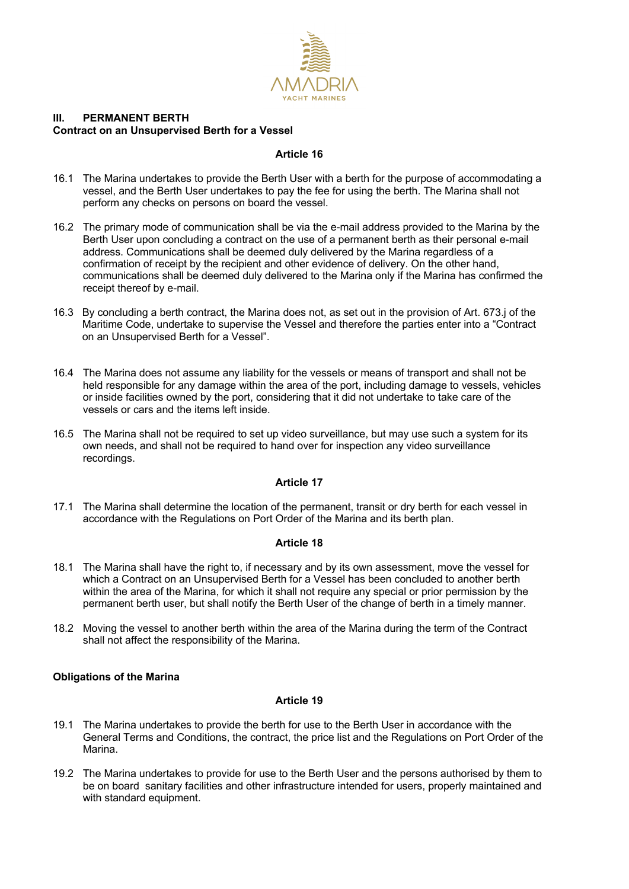## III. PERMANENT BERTH

**Contract on an Unsupervised Berth for a Vessel**

### Article 16

16.1 The Marina undertakes to provide the Berth User with a berth for the purpose of accommodating a vessel, and the Berth User undertakes to pay the fee for using the berth. The Marina shall not perform any checks on persons on board the vessel.

16.2 The primary mode of communication shall be via the e-mail address provided to the Marina by the Berth User upon concluding a contract on the use of a permanent berth as their personal e-mail address. Communications shall be deemed duly delivered by the Marina regardless of a confirmation of receipt by the recipient and other evidence of delivery. On the other hand, communications shall be deemed duly delivered to the Marina only if the Marina has confirmed the receipt thereof by e-mail.

16.3 By concluding a berth contract, the Marina does not, as set out in the provision of Art. 673.j of the Maritime Code, undertake to supervise the Vessel and therefore the parties enter into a "Contract on an Unsupervised Berth for a Vessel".

16.4 The Marina does not assume any liability for the vessels or means of transport and shall not be held responsible for any damage within the area of the port, including damage to vessels, vehicles or inside facilities owned by the port, considering that it did not undertake to take care of the vessels or cars and the items left inside.

16.5 The Marina shall not be required to set up video surveillance, but may use such a system for its own needs, and shall not be required to hand over for inspection any video surveillance recordings.

### Article 17

17.1 The Marina shall determine the location of the permanent, transit or dry berth for each vessel in accordance with the Regulations on Port Order of the Marina and its berth plan.

### Article 18

18.1 The Marina shall have the right to, if necessary and by its own assessment, move the vessel for which a Contract on an Unsupervised Berth for a Vessel has been concluded to another berth within the area of the Marina, for which it shall not require any special or prior permission by the permanent berth user, but shall notify the Berth User of the change of berth in a timely manner.

18.2 Moving the vessel to another berth within the area of the Marina during the term of the Contract shall not affect the responsibility of the Marina.

**Obligations of the Marina**

### Article 19

19.1 The Marina undertakes to provide the berth for use to the Berth User in accordance with the General Terms and Conditions, the contract, the price list and the Regulations on Port Order of the Marina.

19.2 The Marina undertakes to provide for use to the Berth User and the persons authorised by them to be on board sanitary facilities and other infrastructure intended for users, properly maintained and with standard equipment.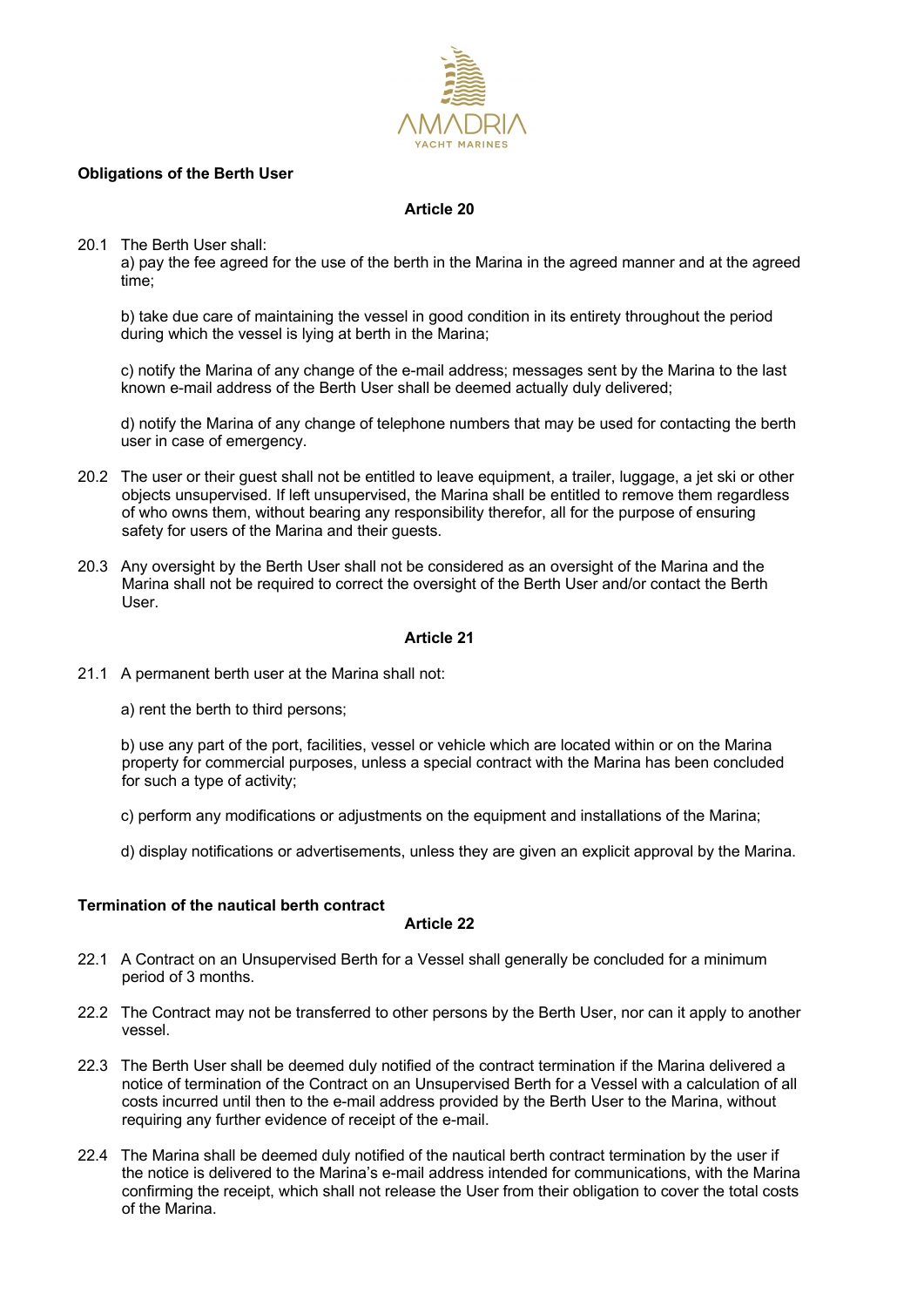**Obligations of the Berth User**

**Article 20**

20.1 The Berth User shall:

a) pay the fee agreed for the use of the berth in the Marina in the agreed manner and at the agreed time;

b) take due care of maintaining the vessel in good condition in its entirety throughout the period during which the vessel is lying at berth in the Marina;

c) notify the Marina of any change of the e-mail address; messages sent by the Marina to the last known e-mail address of the Berth User shall be deemed actually duly delivered;

d) notify the Marina of any change of telephone numbers that may be used for contacting the berth user in case of emergency.

20.2 The user or their guest shall not be entitled to leave equipment, a trailer, luggage, a jet ski or other objects unsupervised. If left unsupervised, the Marina shall be entitled to remove them regardless of who owns them, without bearing any responsibility therefor, all for the purpose of ensuring safety for users of the Marina and their guests.

20.3 Any oversight by the Berth User shall not be considered as an oversight of the Marina and the Marina shall not be required to correct the oversight of the Berth User and/or contact the Berth User.

**Article 21**

21.1 A permanent berth user at the Marina shall not:

a) rent the berth to third persons;

b) use any part of the port, facilities, vessel or vehicle which are located within or on the Marina property for commercial purposes, unless a special contract with the Marina has been concluded for such a type of activity;

c) perform any modifications or adjustments on the equipment and installations of the Marina;

d) display notifications or advertisements, unless they are given an explicit approval by the Marina.

**Termination of the nautical berth contract**

**Article 22**

22.1 A Contract on an Unsupervised Berth for a Vessel shall generally be concluded for a minimum period of 3 months.

22.2 The Contract may not be transferred to other persons by the Berth User, nor can it apply to another vessel.

22.3 The Berth User shall be deemed duly notified of the contract termination if the Marina delivered a notice of termination of the Contract on an Unsupervised Berth for a Vessel with a calculation of all costs incurred until then to the e-mail address provided by the Berth User to the Marina, without requiring any further evidence of receipt of the e-mail.

22.4 The Marina shall be deemed duly notified of the nautical berth contract termination by the user if the notice is delivered to the Marina's e-mail address intended for communications, with the Marina confirming the receipt, which shall not release the User from their obligation to cover the total costs of the Marina.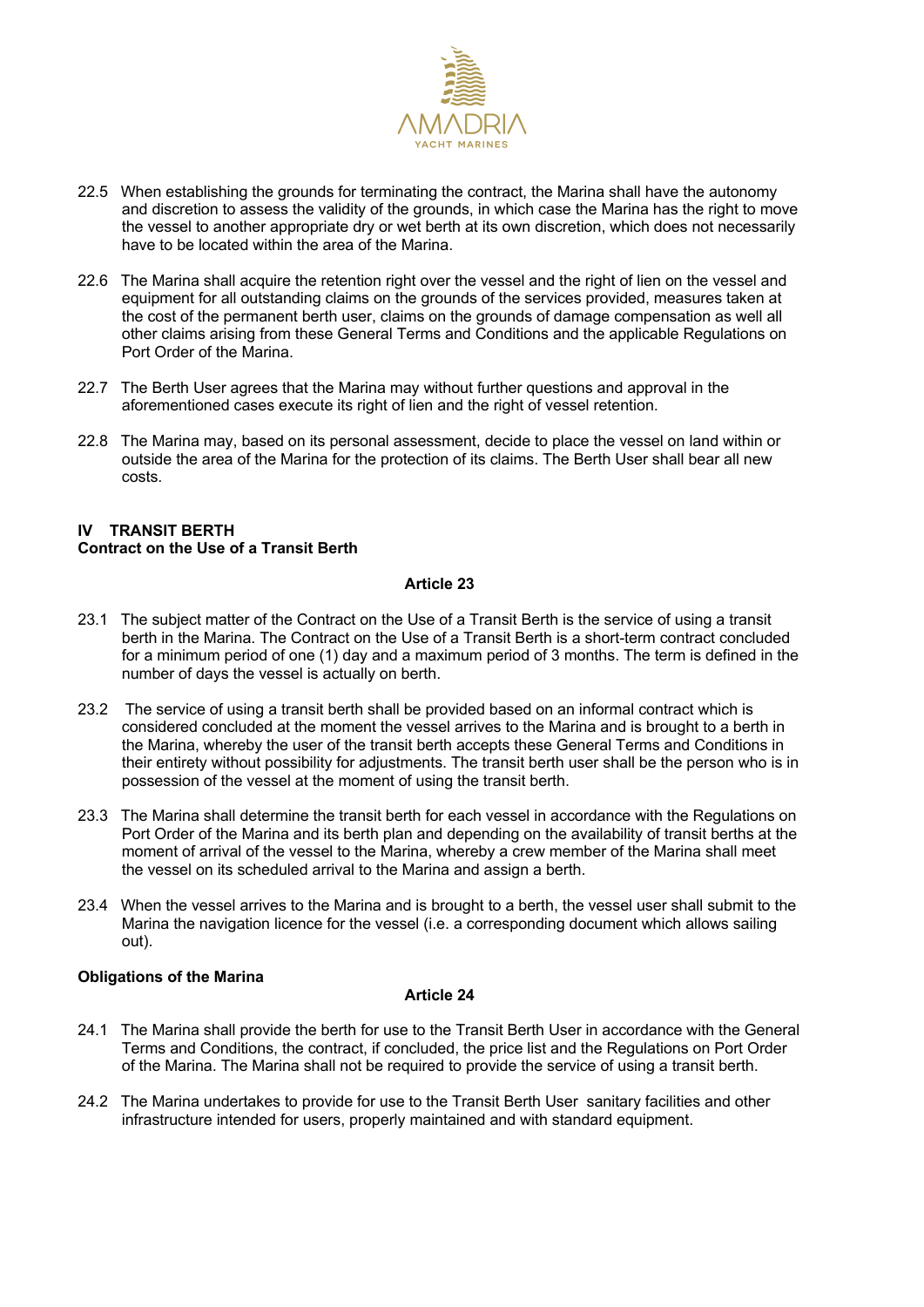22.5 When establishing the grounds for terminating the contract, the Marina shall have the autonomy and discretion to assess the validity of the grounds, in which case the Marina has the right to move the vessel to another appropriate dry or wet berth at its own discretion, which does not necessarily have to be located within the area of the Marina.

22.6 The Marina shall acquire the retention right over the vessel and the right of lien on the vessel and equipment for all outstanding claims on the grounds of the services provided, measures taken at the cost of the permanent berth user, claims on the grounds of damage compensation as well all other claims arising from these General Terms and Conditions and the applicable Regulations on Port Order of the Marina.

22.7 The Berth User agrees that the Marina may without further questions and approval in the aforementioned cases execute its right of lien and the right of vessel retention.

22.8 The Marina may, based on its personal assessment, decide to place the vessel on land within or outside the area of the Marina for the protection of its claims. The Berth User shall bear all new costs.

## IV TRANSIT BERTH

**Contract on the Use of a Transit Berth**

### Article 23

23.1 The subject matter of the Contract on the Use of a Transit Berth is the service of using a transit berth in the Marina. The Contract on the Use of a Transit Berth is a short-term contract concluded for a minimum period of one (1) day and a maximum period of 3 months. The term is defined in the number of days the vessel is actually on berth.

23.2 The service of using a transit berth shall be provided based on an informal contract which is considered concluded at the moment the vessel arrives to the Marina and is brought to a berth in the Marina, whereby the user of the transit berth accepts these General Terms and Conditions in their entirety without possibility for adjustments. The transit berth user shall be the person who is in possession of the vessel at the moment of using the transit berth.

23.3 The Marina shall determine the transit berth for each vessel in accordance with the Regulations on Port Order of the Marina and its berth plan and depending on the availability of transit berths at the moment of arrival of the vessel to the Marina, whereby a crew member of the Marina shall meet the vessel on its scheduled arrival to the Marina and assign a berth.

23.4 When the vessel arrives to the Marina and is brought to a berth, the vessel user shall submit to the Marina the navigation licence for the vessel (i.e. a corresponding document which allows sailing out).

**Obligations of the Marina**

### Article 24

24.1 The Marina shall provide the berth for use to the Transit Berth User in accordance with the General Terms and Conditions, the contract, if concluded, the price list and the Regulations on Port Order of the Marina. The Marina shall not be required to provide the service of using a transit berth.

24.2 The Marina undertakes to provide for use to the Transit Berth User sanitary facilities and other infrastructure intended for users, properly maintained and with standard equipment.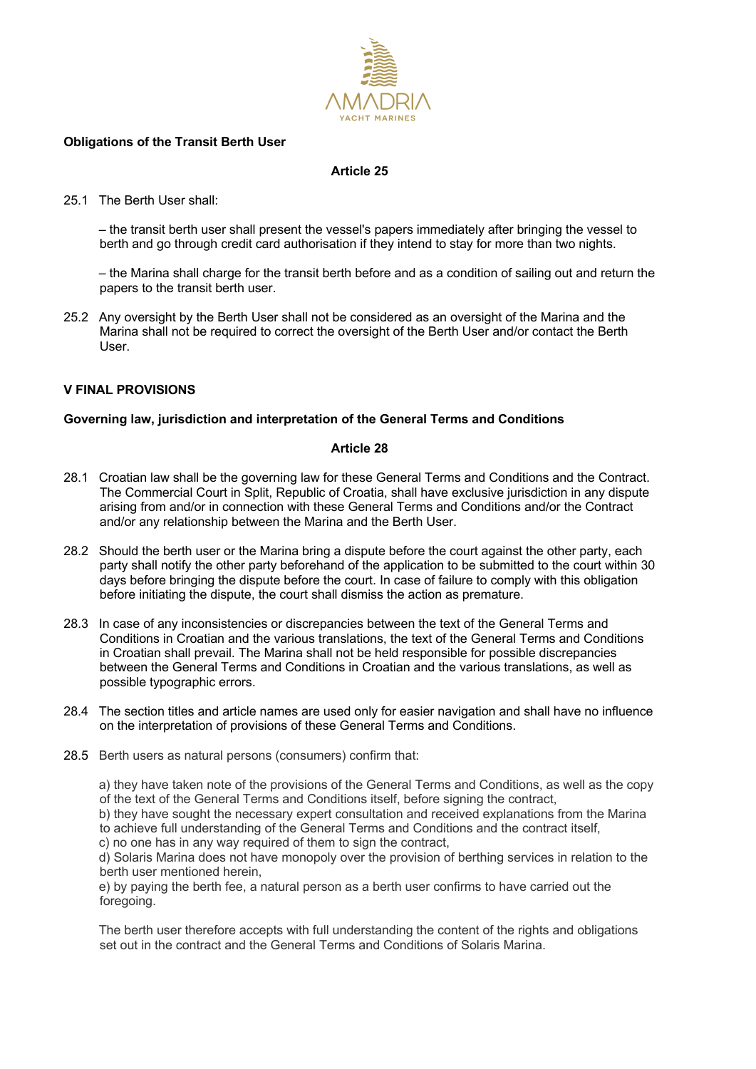**Obligations of the Transit Berth User**

**Article 25**

25.1 The Berth User shall:

– the transit berth user shall present the vessel's papers immediately after bringing the vessel to berth and go through credit card authorisation if they intend to stay for more than two nights.

– the Marina shall charge for the transit berth before and as a condition of sailing out and return the papers to the transit berth user.

25.2 Any oversight by the Berth User shall not be considered as an oversight of the Marina and the Marina shall not be required to correct the oversight of the Berth User and/or contact the Berth User.

## V FINAL PROVISIONS

**Governing law, jurisdiction and interpretation of the General Terms and Conditions**

**Article 28**

28.1 Croatian law shall be the governing law for these General Terms and Conditions and the Contract. The Commercial Court in Split, Republic of Croatia, shall have exclusive jurisdiction in any dispute arising from and/or in connection with these General Terms and Conditions and/or the Contract and/or any relationship between the Marina and the Berth User.

28.2 Should the berth user or the Marina bring a dispute before the court against the other party, each party shall notify the other party beforehand of the application to be submitted to the court within 30 days before bringing the dispute before the court. In case of failure to comply with this obligation before initiating the dispute, the court shall dismiss the action as premature.

28.3 In case of any inconsistencies or discrepancies between the text of the General Terms and Conditions in Croatian and the various translations, the text of the General Terms and Conditions in Croatian shall prevail. The Marina shall not be held responsible for possible discrepancies between the General Terms and Conditions in Croatian and the various translations, as well as possible typographic errors.

28.4 The section titles and article names are used only for easier navigation and shall have no influence on the interpretation of provisions of these General Terms and Conditions.

28.5 Berth users as natural persons (consumers) confirm that:

a) they have taken note of the provisions of the General Terms and Conditions, as well as the copy of the text of the General Terms and Conditions itself, before signing the contract,
b) they have sought the necessary expert consultation and received explanations from the Marina to achieve full understanding of the General Terms and Conditions and the contract itself,
c) no one has in any way required of them to sign the contract,
d) Solaris Marina does not have monopoly over the provision of berthing services in relation to the berth user mentioned herein,
e) by paying the berth fee, a natural person as a berth user confirms to have carried out the foregoing.

The berth user therefore accepts with full understanding the content of the rights and obligations set out in the contract and the General Terms and Conditions of Solaris Marina.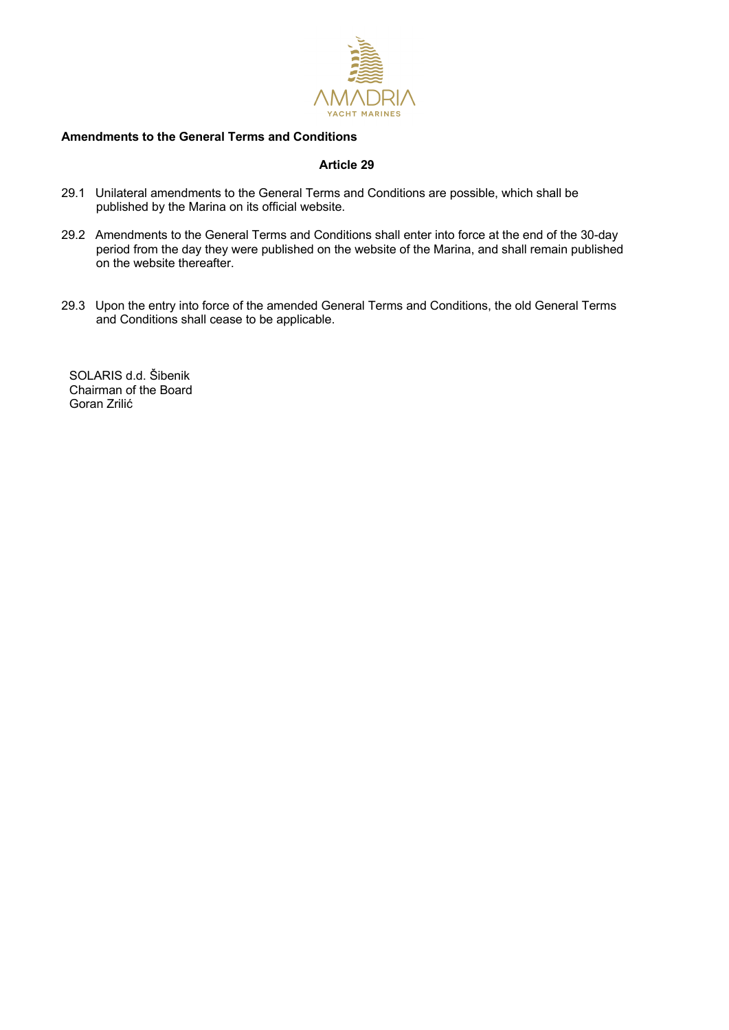**Amendments to the General Terms and Conditions**

**Article 29**

29.1 Unilateral amendments to the General Terms and Conditions are possible, which shall be published by the Marina on its official website.

29.2 Amendments to the General Terms and Conditions shall enter into force at the end of the 30-day period from the day they were published on the website of the Marina, and shall remain published on the website thereafter.

29.3 Upon the entry into force of the amended General Terms and Conditions, the old General Terms and Conditions shall cease to be applicable.

SOLARIS d.d. Šibenik
Chairman of the Board
Goran Zrilić